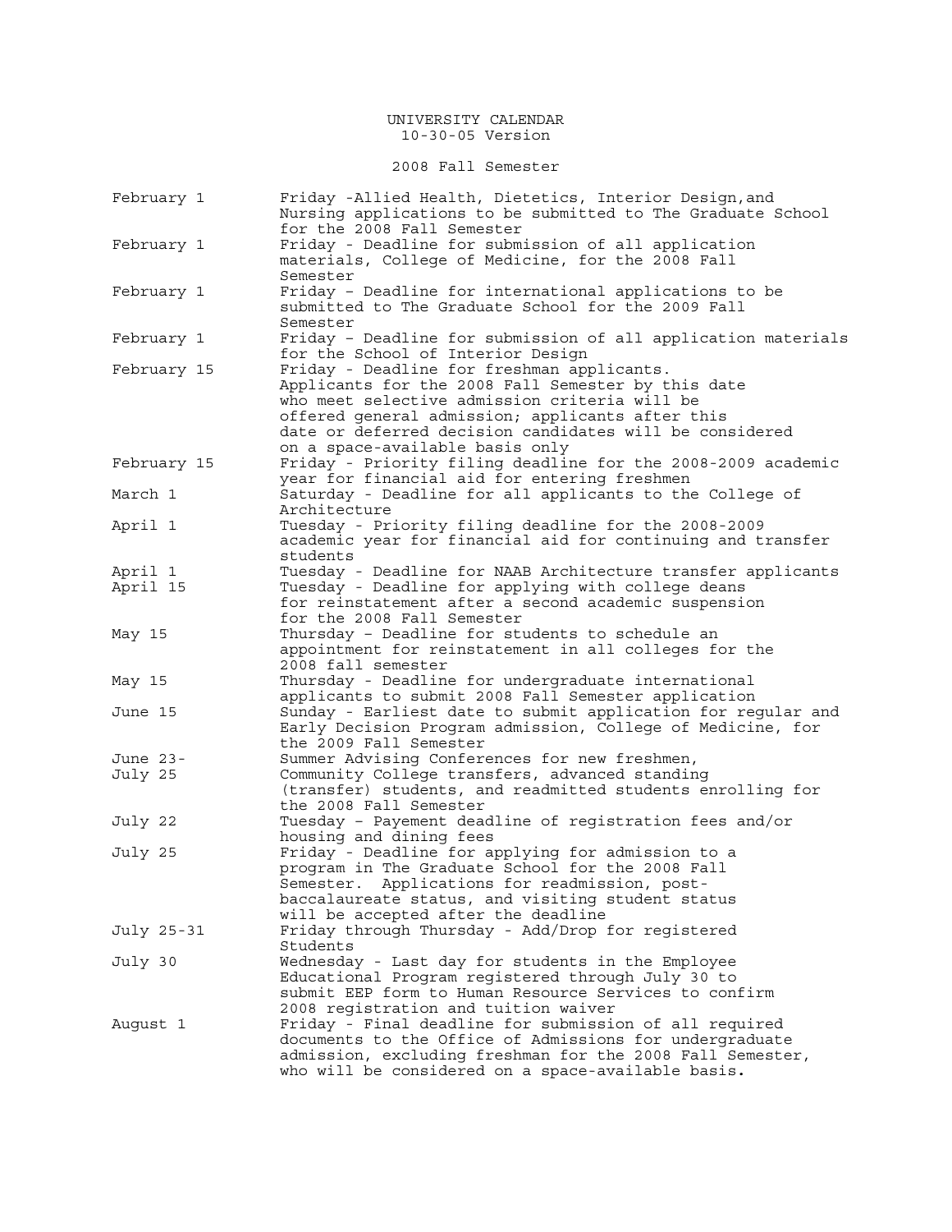# UNIVERSITY CALENDAR

10-30-05 Version

## 2008 Fall Semester

| Date | Event |
|---|---|
| February 1 | Friday -Allied Health, Dietetics, Interior Design,and Nursing applications to be submitted to The Graduate School for the 2008 Fall Semester |
| February 1 | Friday - Deadline for submission of all application materials, College of Medicine, for the 2008 Fall Semester |
| February 1 | Friday – Deadline for international applications to be submitted to The Graduate School for the 2009 Fall Semester |
| February 1 | Friday – Deadline for submission of all application materials for the School of Interior Design |
| February 15 | Friday - Deadline for freshman applicants. Applicants for the 2008 Fall Semester by this date who meet selective admission criteria will be offered general admission; applicants after this date or deferred decision candidates will be considered on a space-available basis only |
| February 15 | Friday - Priority filing deadline for the 2008-2009 academic year for financial aid for entering freshmen |
| March 1 | Saturday - Deadline for all applicants to the College of Architecture |
| April 1 | Tuesday - Priority filing deadline for the 2008-2009 academic year for financial aid for continuing and transfer students |
| April 1 | Tuesday - Deadline for NAAB Architecture transfer applicants |
| April 15 | Tuesday - Deadline for applying with college deans for reinstatement after a second academic suspension for the 2008 Fall Semester |
| May 15 | Thursday – Deadline for students to schedule an appointment for reinstatement in all colleges for the 2008 fall semester |
| May 15 | Thursday - Deadline for undergraduate international applicants to submit 2008 Fall Semester application |
| June 15 | Sunday - Earliest date to submit application for regular and Early Decision Program admission, College of Medicine, for the 2009 Fall Semester |
| June 23-July 25 | Summer Advising Conferences for new freshmen, Community College transfers, advanced standing (transfer) students, and readmitted students enrolling for the 2008 Fall Semester |
| July 22 | Tuesday – Payement deadline of registration fees and/or housing and dining fees |
| July 25 | Friday - Deadline for applying for admission to a program in The Graduate School for the 2008 Fall Semester. Applications for readmission, post-baccalaureate status, and visiting student status will be accepted after the deadline |
| July 25-31 | Friday through Thursday - Add/Drop for registered Students |
| July 30 | Wednesday - Last day for students in the Employee Educational Program registered through July 30 to submit EEP form to Human Resource Services to confirm 2008 registration and tuition waiver |
| August 1 | Friday - Final deadline for submission of all required documents to the Office of Admissions for undergraduate admission, excluding freshman for the 2008 Fall Semester, who will be considered on a space-available basis. |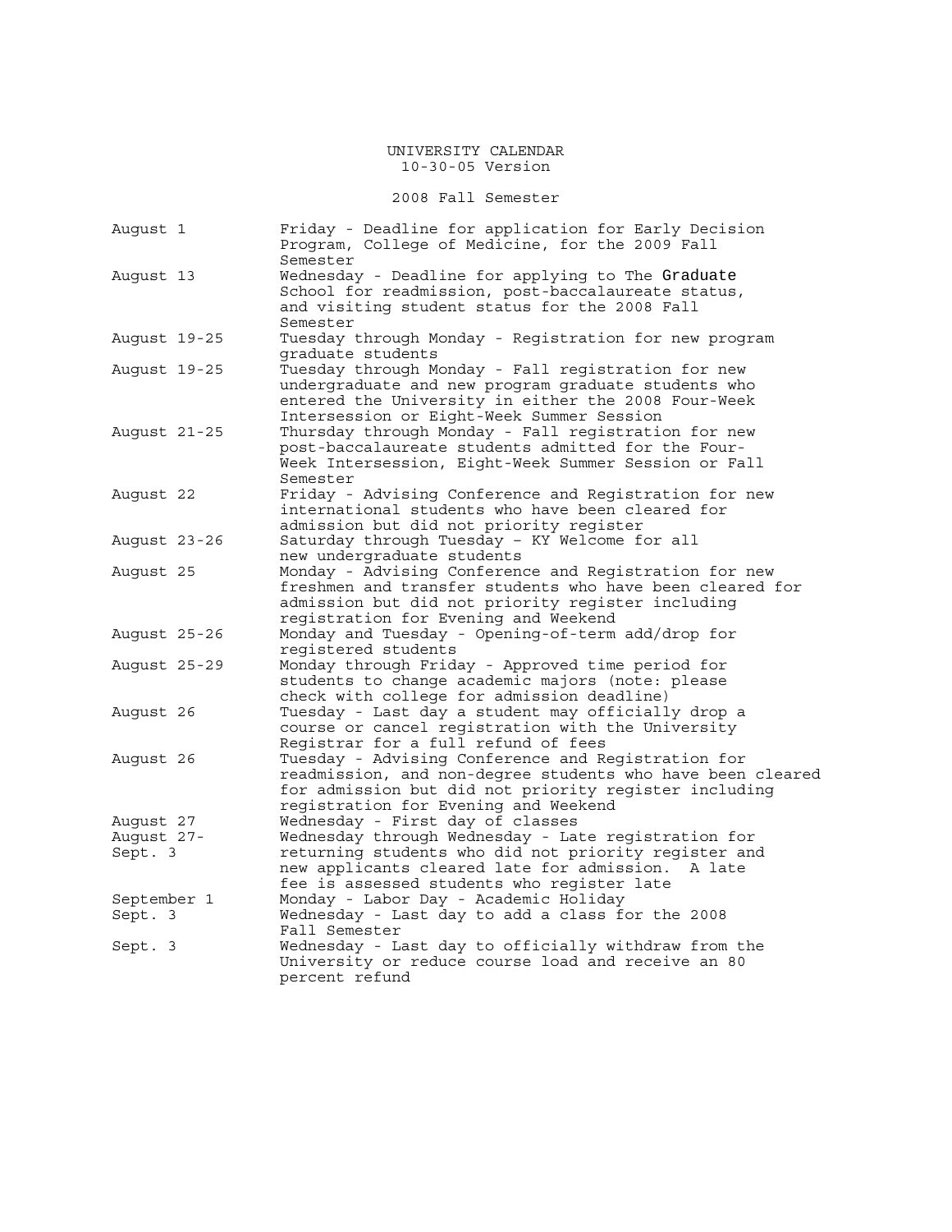# UNIVERSITY CALENDAR

10-30-05 Version

## 2008 Fall Semester

| Date | Event |
| --- | --- |
| August 1 | Friday - Deadline for application for Early Decision Program, College of Medicine, for the 2009 Fall Semester |
| August 13 | Wednesday - Deadline for applying to The Graduate School for readmission, post-baccalaureate status, and visiting student status for the 2008 Fall Semester |
| August 19-25 | Tuesday through Monday - Registration for new program graduate students |
| August 19-25 | Tuesday through Monday - Fall registration for new undergraduate and new program graduate students who entered the University in either the 2008 Four-Week Intersession or Eight-Week Summer Session |
| August 21-25 | Thursday through Monday - Fall registration for new post-baccalaureate students admitted for the Four-Week Intersession, Eight-Week Summer Session or Fall Semester |
| August 22 | Friday - Advising Conference and Registration for new international students who have been cleared for admission but did not priority register |
| August 23-26 | Saturday through Tuesday – KY Welcome for all new undergraduate students |
| August 25 | Monday - Advising Conference and Registration for new freshmen and transfer students who have been cleared for admission but did not priority register including registration for Evening and Weekend |
| August 25-26 | Monday and Tuesday - Opening-of-term add/drop for registered students |
| August 25-29 | Monday through Friday - Approved time period for students to change academic majors (note: please check with college for admission deadline) |
| August 26 | Tuesday - Last day a student may officially drop a course or cancel registration with the University Registrar for a full refund of fees |
| August 26 | Tuesday - Advising Conference and Registration for readmission, and non-degree students who have been cleared for admission but did not priority register including registration for Evening and Weekend |
| August 27 | Wednesday - First day of classes |
| August 27-Sept. 3 | Wednesday through Wednesday - Late registration for returning students who did not priority register and new applicants cleared late for admission. A late fee is assessed students who register late |
| September 1 | Monday - Labor Day - Academic Holiday |
| Sept. 3 | Wednesday - Last day to add a class for the 2008 Fall Semester |
| Sept. 3 | Wednesday - Last day to officially withdraw from the University or reduce course load and receive an 80 percent refund |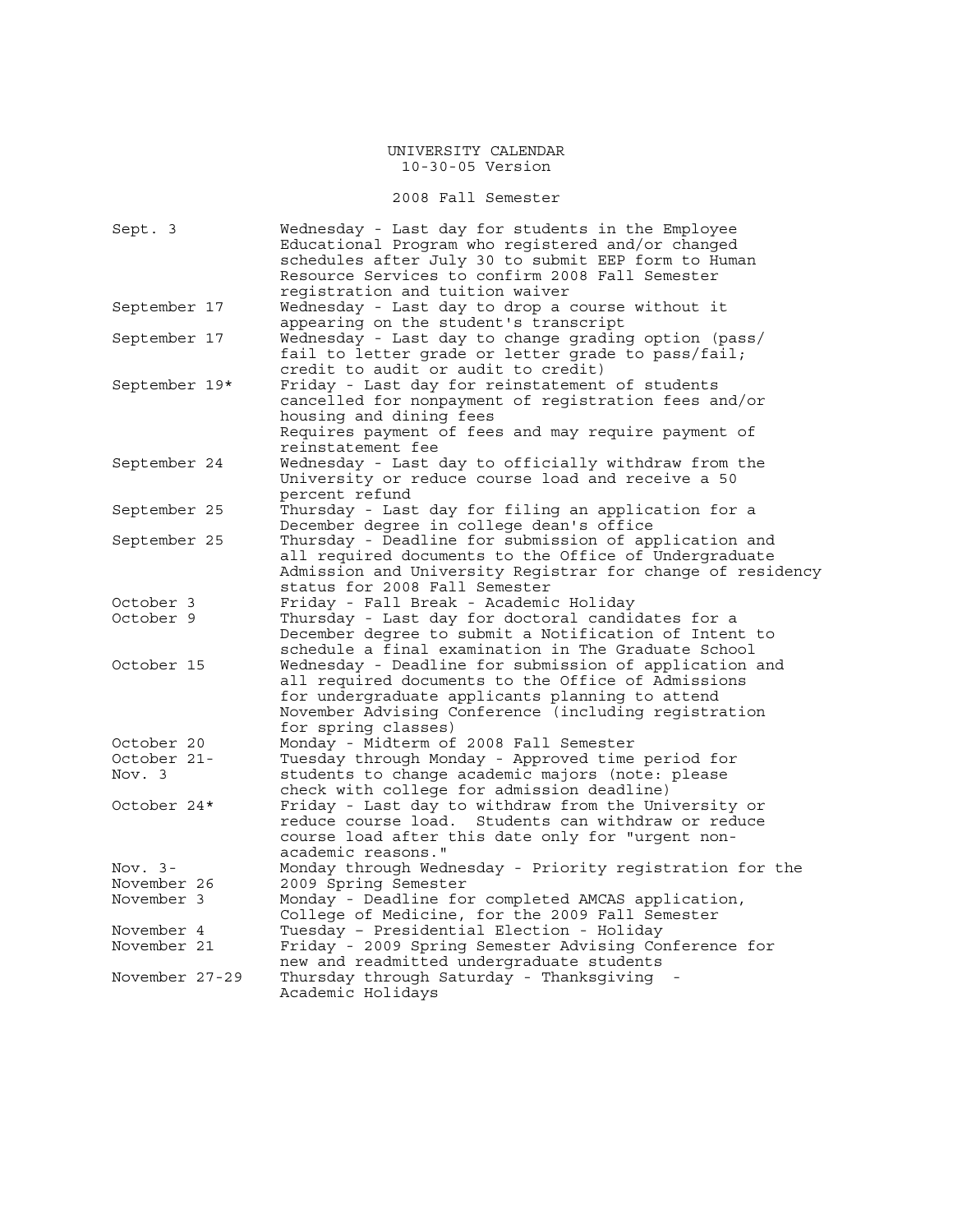# UNIVERSITY CALENDAR

10-30-05 Version

## 2008 Fall Semester

| Date | Event |
| --- | --- |
| Sept. 3 | Wednesday - Last day for students in the Employee Educational Program who registered and/or changed schedules after July 30 to submit EEP form to Human Resource Services to confirm 2008 Fall Semester registration and tuition waiver |
| September 17 | Wednesday - Last day to drop a course without it appearing on the student's transcript |
| September 17 | Wednesday - Last day to change grading option (pass/fail to letter grade or letter grade to pass/fail; credit to audit or audit to credit) |
| September 19* | Friday - Last day for reinstatement of students cancelled for nonpayment of registration fees and/or housing and dining fees<br>Requires payment of fees and may require payment of reinstatement fee |
| September 24 | Wednesday - Last day to officially withdraw from the University or reduce course load and receive a 50 percent refund |
| September 25 | Thursday - Last day for filing an application for a December degree in college dean's office |
| September 25 | Thursday - Deadline for submission of application and all required documents to the Office of Undergraduate Admission and University Registrar for change of residency status for 2008 Fall Semester |
| October 3 | Friday - Fall Break - Academic Holiday |
| October 9 | Thursday - Last day for doctoral candidates for a December degree to submit a Notification of Intent to schedule a final examination in The Graduate School |
| October 15 | Wednesday - Deadline for submission of application and all required documents to the Office of Admissions for undergraduate applicants planning to attend November Advising Conference (including registration for spring classes) |
| October 20 | Monday - Midterm of 2008 Fall Semester |
| October 21- Nov. 3 | Tuesday through Monday - Approved time period for students to change academic majors (note: please check with college for admission deadline) |
| October 24* | Friday - Last day to withdraw from the University or reduce course load. Students can withdraw or reduce course load after this date only for "urgent non-academic reasons." |
| Nov. 3- November 26 | Monday through Wednesday - Priority registration for the 2009 Spring Semester |
| November 3 | Monday - Deadline for completed AMCAS application, College of Medicine, for the 2009 Fall Semester |
| November 4 | Tuesday – Presidential Election - Holiday |
| November 21 | Friday - 2009 Spring Semester Advising Conference for new and readmitted undergraduate students |
| November 27-29 | Thursday through Saturday - Thanksgiving - Academic Holidays |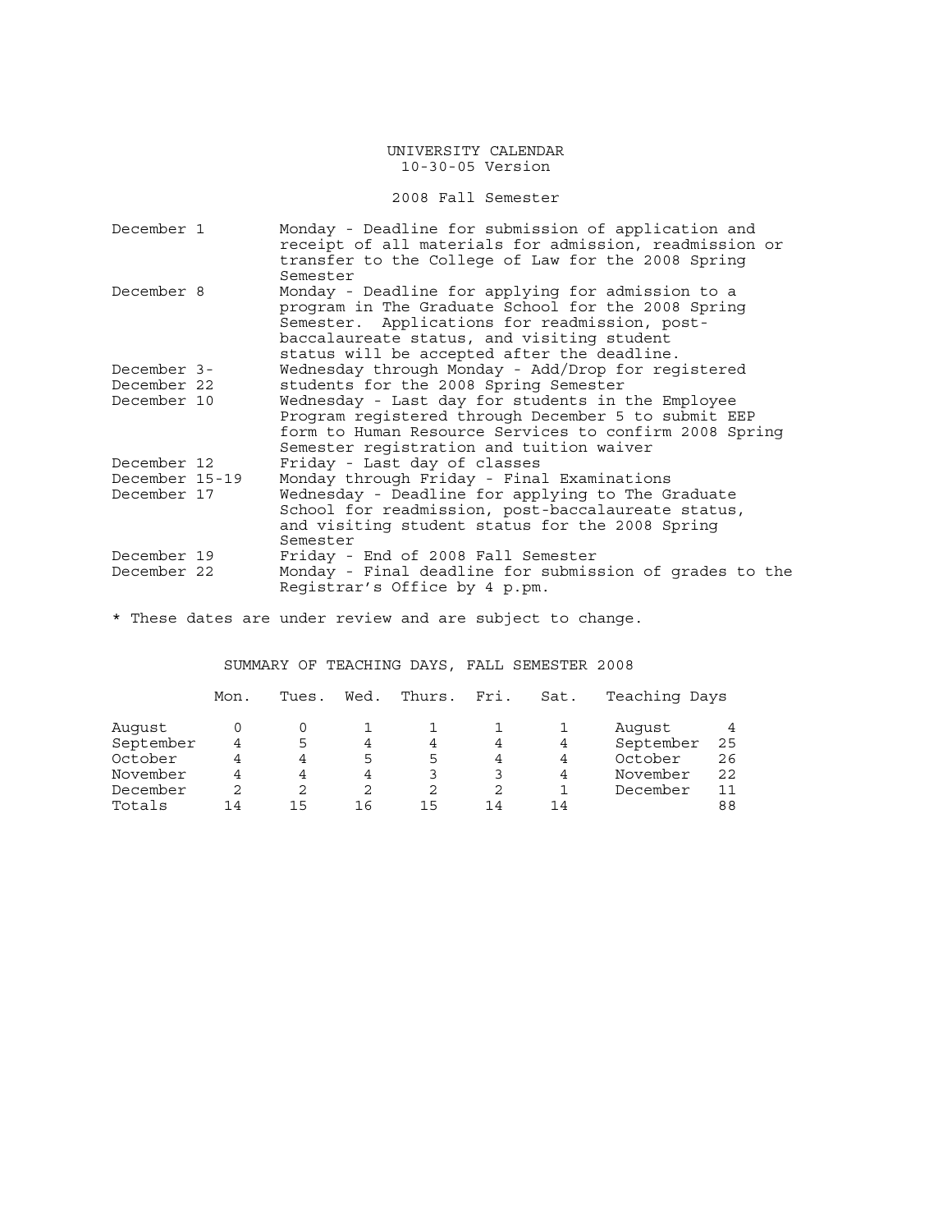UNIVERSITY CALENDAR
10-30-05 Version

2008 Fall Semester

| | |
|---|---|
| December 1 | Monday - Deadline for submission of application and receipt of all materials for admission, readmission or transfer to the College of Law for the 2008 Spring Semester |
| December 8 | Monday - Deadline for applying for admission to a program in The Graduate School for the 2008 Spring Semester. Applications for readmission, post-baccalaureate status, and visiting student status will be accepted after the deadline. |
| December 3-December 22 | Wednesday through Monday - Add/Drop for registered students for the 2008 Spring Semester |
| December 10 | Wednesday - Last day for students in the Employee Program registered through December 5 to submit EEP form to Human Resource Services to confirm 2008 Spring Semester registration and tuition waiver |
| December 12 | Friday - Last day of classes |
| December 15-19 | Monday through Friday - Final Examinations |
| December 17 | Wednesday - Deadline for applying to The Graduate School for readmission, post-baccalaureate status, and visiting student status for the 2008 Spring Semester |
| December 19 | Friday - End of 2008 Fall Semester |
| December 22 | Monday - Final deadline for submission of grades to the Registrar's Office by 4 p.pm. |

* These dates are under review and are subject to change.

SUMMARY OF TEACHING DAYS, FALL SEMESTER 2008

| | Mon. | Tues. | Wed. | Thurs. | Fri. | Sat. | Teaching Days | |
|---|---|---|---|---|---|---|---|---|
| August | 0 | 0 | 1 | 1 | 1 | 1 | August | 4 |
| September | 4 | 5 | 4 | 4 | 4 | 4 | September | 25 |
| October | 4 | 4 | 5 | 5 | 4 | 4 | October | 26 |
| November | 4 | 4 | 4 | 3 | 3 | 4 | November | 22 |
| December | 2 | 2 | 2 | 2 | 2 | 1 | December | 11 |
| Totals | 14 | 15 | 16 | 15 | 14 | 14 | | 88 |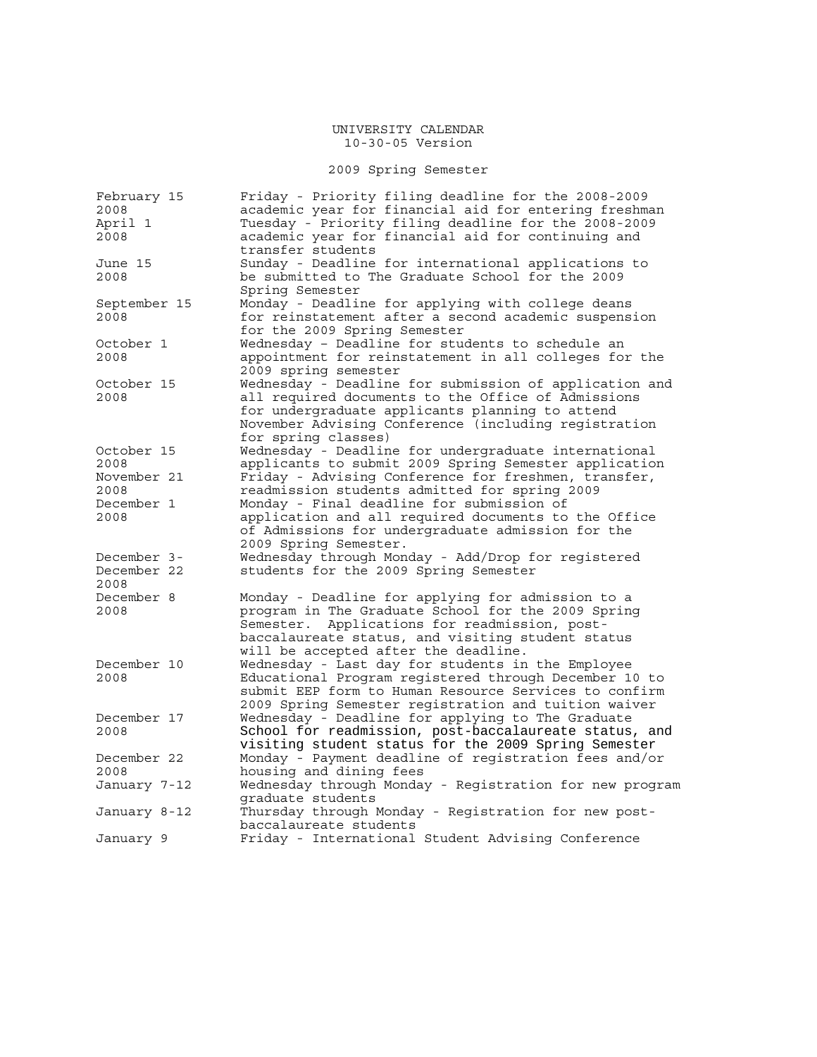# UNIVERSITY CALENDAR

10-30-05 Version

## 2009 Spring Semester

| Date | Event |
| --- | --- |
| February 15 2008 | Friday - Priority filing deadline for the 2008-2009 academic year for financial aid for entering freshman |
| April 1 2008 | Tuesday - Priority filing deadline for the 2008-2009 academic year for financial aid for continuing and transfer students |
| June 15 2008 | Sunday - Deadline for international applications to be submitted to The Graduate School for the 2009 Spring Semester |
| September 15 2008 | Monday - Deadline for applying with college deans for reinstatement after a second academic suspension for the 2009 Spring Semester |
| October 1 2008 | Wednesday – Deadline for students to schedule an appointment for reinstatement in all colleges for the 2009 spring semester |
| October 15 2008 | Wednesday - Deadline for submission of application and all required documents to the Office of Admissions for undergraduate applicants planning to attend November Advising Conference (including registration for spring classes) |
| October 15 2008 | Wednesday - Deadline for undergraduate international applicants to submit 2009 Spring Semester application |
| November 21 2008 | Friday - Advising Conference for freshmen, transfer, readmission students admitted for spring 2009 |
| December 1 2008 | Monday - Final deadline for submission of application and all required documents to the Office of Admissions for undergraduate admission for the 2009 Spring Semester. |
| December 3- December 22 2008 | Wednesday through Monday - Add/Drop for registered students for the 2009 Spring Semester |
| December 8 2008 | Monday - Deadline for applying for admission to a program in The Graduate School for the 2009 Spring Semester. Applications for readmission, post-baccalaureate status, and visiting student status will be accepted after the deadline. |
| December 10 2008 | Wednesday - Last day for students in the Employee Educational Program registered through December 10 to submit EEP form to Human Resource Services to confirm 2009 Spring Semester registration and tuition waiver |
| December 17 2008 | Wednesday - Deadline for applying to The Graduate School for readmission, post-baccalaureate status, and visiting student status for the 2009 Spring Semester |
| December 22 2008 | Monday - Payment deadline of registration fees and/or housing and dining fees |
| January 7-12 | Wednesday through Monday - Registration for new program graduate students |
| January 8-12 | Thursday through Monday - Registration for new post-baccalaureate students |
| January 9 | Friday - International Student Advising Conference |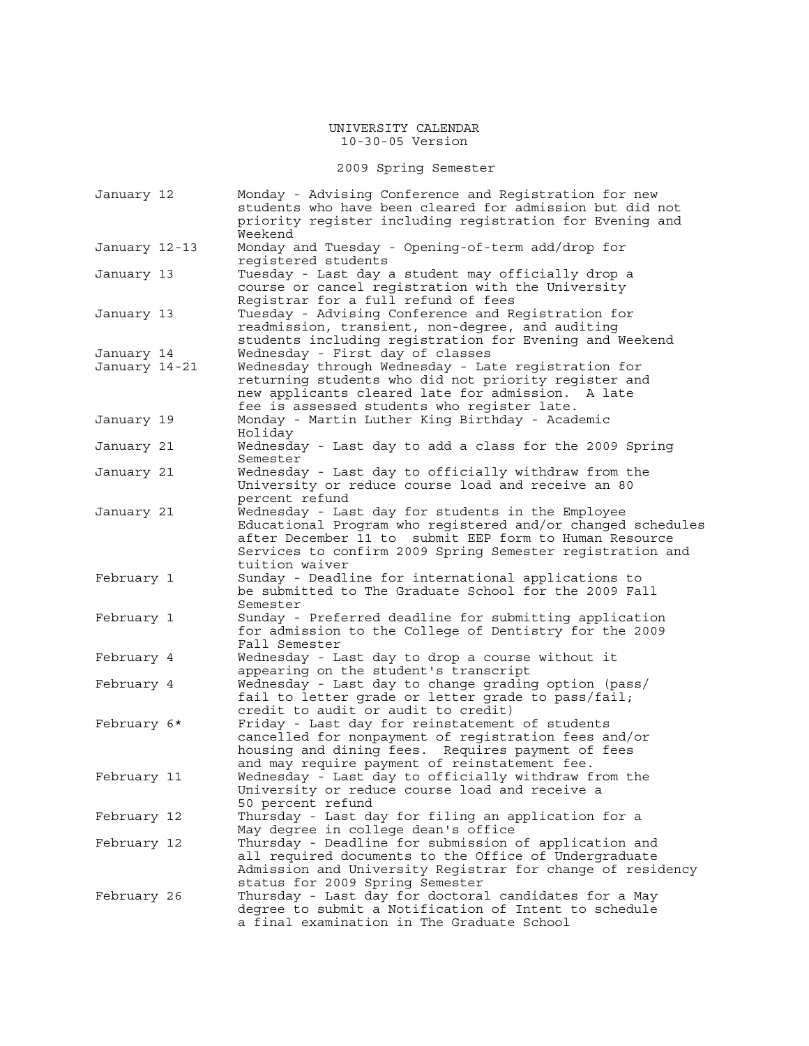# UNIVERSITY CALENDAR

10-30-05 Version

## 2009 Spring Semester

| Date | Event |
|---|---|
| January 12 | Monday - Advising Conference and Registration for new students who have been cleared for admission but did not priority register including registration for Evening and Weekend |
| January 12-13 | Monday and Tuesday - Opening-of-term add/drop for registered students |
| January 13 | Tuesday - Last day a student may officially drop a course or cancel registration with the University Registrar for a full refund of fees |
| January 13 | Tuesday - Advising Conference and Registration for readmission, transient, non-degree, and auditing students including registration for Evening and Weekend |
| January 14 | Wednesday - First day of classes |
| January 14-21 | Wednesday through Wednesday - Late registration for returning students who did not priority register and new applicants cleared late for admission. A late fee is assessed students who register late. |
| January 19 | Monday - Martin Luther King Birthday - Academic Holiday |
| January 21 | Wednesday - Last day to add a class for the 2009 Spring Semester |
| January 21 | Wednesday - Last day to officially withdraw from the University or reduce course load and receive an 80 percent refund |
| January 21 | Wednesday - Last day for students in the Employee Educational Program who registered and/or changed schedules after December 11 to submit EEP form to Human Resource Services to confirm 2009 Spring Semester registration and tuition waiver |
| February 1 | Sunday - Deadline for international applications to be submitted to The Graduate School for the 2009 Fall Semester |
| February 1 | Sunday - Preferred deadline for submitting application for admission to the College of Dentistry for the 2009 Fall Semester |
| February 4 | Wednesday - Last day to drop a course without it appearing on the student's transcript |
| February 4 | Wednesday - Last day to change grading option (pass/fail to letter grade or letter grade to pass/fail; credit to audit or audit to credit) |
| February 6* | Friday - Last day for reinstatement of students cancelled for nonpayment of registration fees and/or housing and dining fees. Requires payment of fees and may require payment of reinstatement fee. |
| February 11 | Wednesday - Last day to officially withdraw from the University or reduce course load and receive a 50 percent refund |
| February 12 | Thursday - Last day for filing an application for a May degree in college dean's office |
| February 12 | Thursday - Deadline for submission of application and all required documents to the Office of Undergraduate Admission and University Registrar for change of residency status for 2009 Spring Semester |
| February 26 | Thursday - Last day for doctoral candidates for a May degree to submit a Notification of Intent to schedule a final examination in The Graduate School |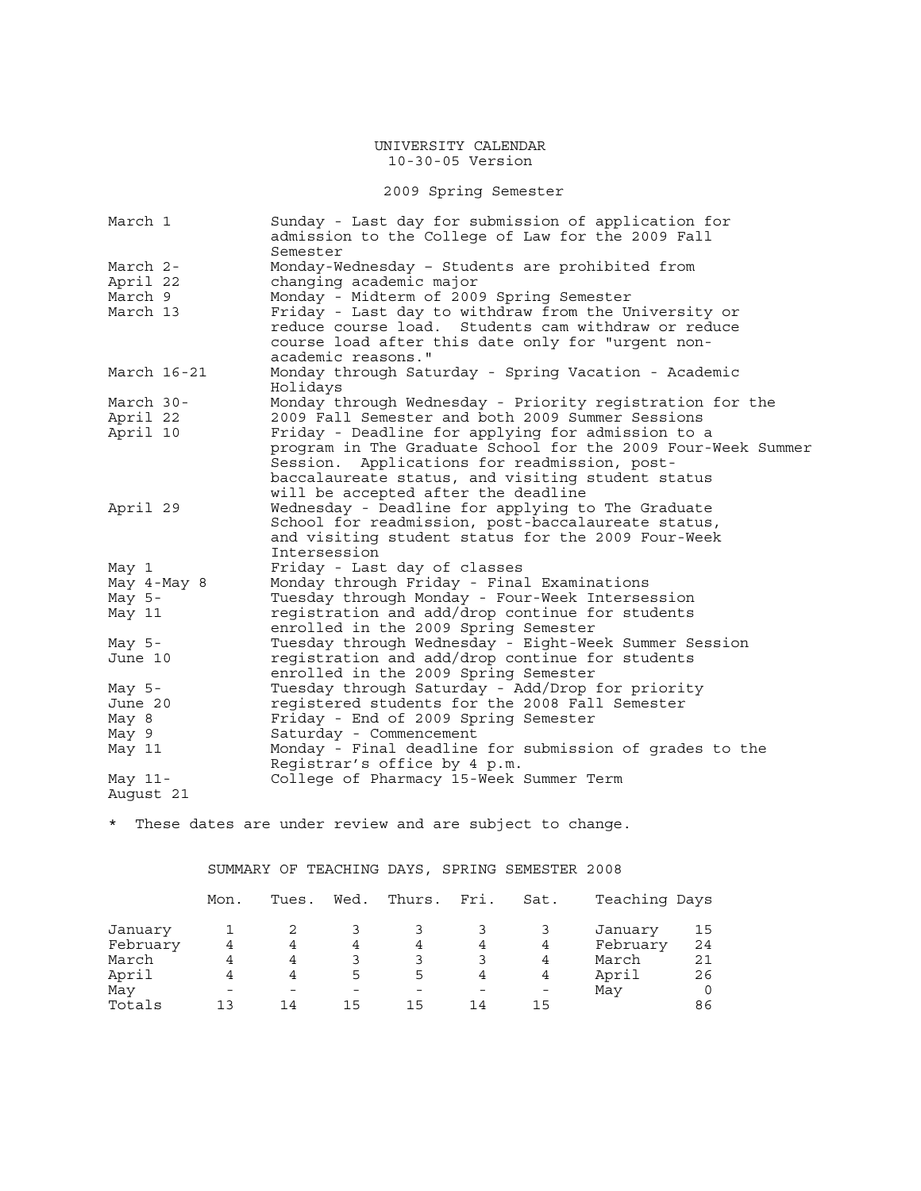UNIVERSITY CALENDAR
10-30-05 Version

## 2009 Spring Semester

| | |
|---|---|
| March 1 | Sunday - Last day for submission of application for admission to the College of Law for the 2009 Fall Semester |
| March 2-April 22 | Monday-Wednesday – Students are prohibited from changing academic major |
| March 9 | Monday - Midterm of 2009 Spring Semester |
| March 13 | Friday - Last day to withdraw from the University or reduce course load. Students cam withdraw or reduce course load after this date only for "urgent non-academic reasons." |
| March 16-21 | Monday through Saturday - Spring Vacation - Academic Holidays |
| March 30-April 22 | Monday through Wednesday - Priority registration for the 2009 Fall Semester and both 2009 Summer Sessions |
| April 10 | Friday - Deadline for applying for admission to a program in The Graduate School for the 2009 Four-Week Summer Session. Applications for readmission, post-baccalaureate status, and visiting student status will be accepted after the deadline |
| April 29 | Wednesday - Deadline for applying to The Graduate School for readmission, post-baccalaureate status, and visiting student status for the 2009 Four-Week Intersession |
| May 1 | Friday - Last day of classes |
| May 4-May 8 | Monday through Friday - Final Examinations |
| May 5-May 11 | Tuesday through Monday - Four-Week Intersession registration and add/drop continue for students enrolled in the 2009 Spring Semester |
| May 5-June 10 | Tuesday through Wednesday - Eight-Week Summer Session registration and add/drop continue for students enrolled in the 2009 Spring Semester |
| May 5-June 20 | Tuesday through Saturday - Add/Drop for priority registered students for the 2008 Fall Semester |
| May 8 | Friday - End of 2009 Spring Semester |
| May 9 | Saturday - Commencement |
| May 11 | Monday - Final deadline for submission of grades to the Registrar's office by 4 p.m. |
| May 11-August 21 | College of Pharmacy 15-Week Summer Term |

* These dates are under review and are subject to change.

## SUMMARY OF TEACHING DAYS, SPRING SEMESTER 2008

| | Mon. | Tues. | Wed. | Thurs. | Fri. | Sat. | Teaching Days | |
|---|---|---|---|---|---|---|---|---|
| January | 1 | 2 | 3 | 3 | 3 | 3 | January | 15 |
| February | 4 | 4 | 4 | 4 | 4 | 4 | February | 24 |
| March | 4 | 4 | 3 | 3 | 3 | 4 | March | 21 |
| April | 4 | 4 | 5 | 5 | 4 | 4 | April | 26 |
| May | - | - | - | - | - | - | May | 0 |
| Totals | 13 | 14 | 15 | 15 | 14 | 15 | | 86 |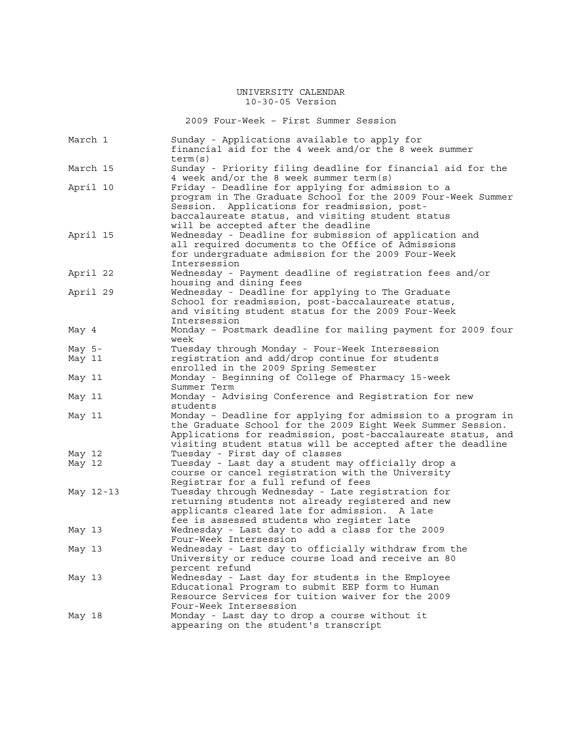UNIVERSITY CALENDAR
10-30-05 Version

2009 Four-Week – First Summer Session

| Date | Event |
| --- | --- |
| March 1 | Sunday - Applications available to apply for financial aid for the 4 week and/or the 8 week summer term(s) |
| March 15 | Sunday - Priority filing deadline for financial aid for the 4 week and/or the 8 week summer term(s) |
| April 10 | Friday - Deadline for applying for admission to a program in The Graduate School for the 2009 Four-Week Summer Session. Applications for readmission, post-baccalaureate status, and visiting student status will be accepted after the deadline |
| April 15 | Wednesday - Deadline for submission of application and all required documents to the Office of Admissions for undergraduate admission for the 2009 Four-Week Intersession |
| April 22 | Wednesday - Payment deadline of registration fees and/or housing and dining fees |
| April 29 | Wednesday - Deadline for applying to The Graduate School for readmission, post-baccalaureate status, and visiting student status for the 2009 Four-Week Intersession |
| May 4 | Monday – Postmark deadline for mailing payment for 2009 four week |
| May 5-<br>May 11 | Tuesday through Monday - Four-Week Intersession registration and add/drop continue for students enrolled in the 2009 Spring Semester |
| May 11 | Monday - Beginning of College of Pharmacy 15-week Summer Term |
| May 11 | Monday - Advising Conference and Registration for new students |
| May 11 | Monday – Deadline for applying for admission to a program in the Graduate School for the 2009 Eight Week Summer Session. Applications for readmission, post-baccalaureate status, and visiting student status will be accepted after the deadline |
| May 12 | Tuesday - First day of classes |
| May 12 | Tuesday - Last day a student may officially drop a course or cancel registration with the University Registrar for a full refund of fees |
| May 12-13 | Tuesday through Wednesday - Late registration for returning students not already registered and new applicants cleared late for admission. A late fee is assessed students who register late |
| May 13 | Wednesday - Last day to add a class for the 2009 Four-Week Intersession |
| May 13 | Wednesday - Last day to officially withdraw from the University or reduce course load and receive an 80 percent refund |
| May 13 | Wednesday - Last day for students in the Employee Educational Program to submit EEP form to Human Resource Services for tuition waiver for the 2009 Four-Week Intersession |
| May 18 | Monday - Last day to drop a course without it appearing on the student's transcript |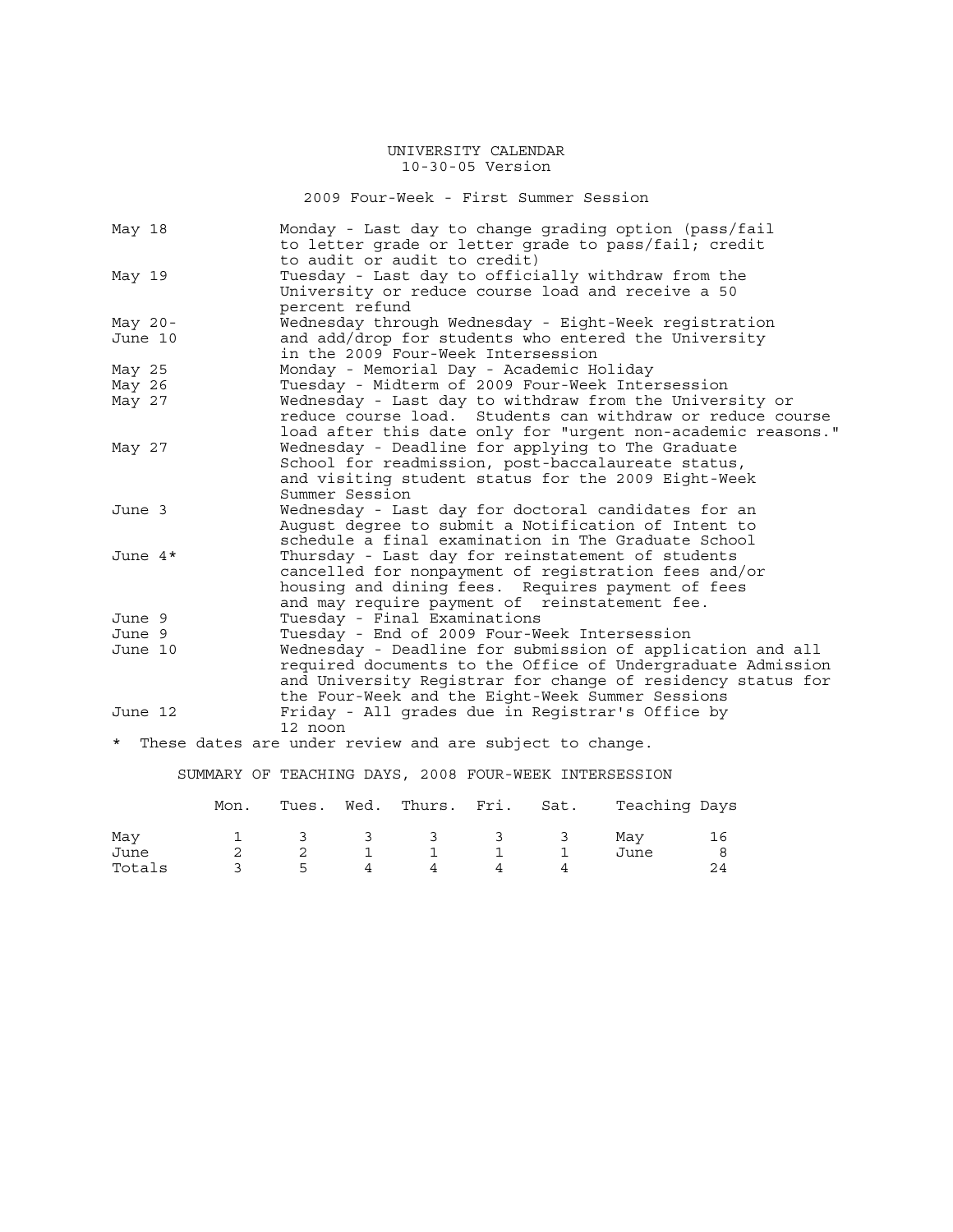# UNIVERSITY CALENDAR

10-30-05 Version

## 2009 Four-Week - First Summer Session

| Date | Event |
|---|---|
| May 18 | Monday - Last day to change grading option (pass/fail to letter grade or letter grade to pass/fail; credit to audit or audit to credit) |
| May 19 | Tuesday - Last day to officially withdraw from the University or reduce course load and receive a 50 percent refund |
| May 20-June 10 | Wednesday through Wednesday - Eight-Week registration and add/drop for students who entered the University in the 2009 Four-Week Intersession |
| May 25 | Monday - Memorial Day - Academic Holiday |
| May 26 | Tuesday - Midterm of 2009 Four-Week Intersession |
| May 27 | Wednesday - Last day to withdraw from the University or reduce course load. Students can withdraw or reduce course load after this date only for "urgent non-academic reasons." |
| May 27 | Wednesday - Deadline for applying to The Graduate School for readmission, post-baccalaureate status, and visiting student status for the 2009 Eight-Week Summer Session |
| June 3 | Wednesday - Last day for doctoral candidates for an August degree to submit a Notification of Intent to schedule a final examination in The Graduate School |
| June 4* | Thursday - Last day for reinstatement of students cancelled for nonpayment of registration fees and/or housing and dining fees. Requires payment of fees and may require payment of reinstatement fee. |
| June 9 | Tuesday - Final Examinations |
| June 9 | Tuesday - End of 2009 Four-Week Intersession |
| June 10 | Wednesday - Deadline for submission of application and all required documents to the Office of Undergraduate Admission and University Registrar for change of residency status for the Four-Week and the Eight-Week Summer Sessions |
| June 12 | Friday - All grades due in Registrar's Office by 12 noon |

* These dates are under review and are subject to change.

## SUMMARY OF TEACHING DAYS, 2008 FOUR-WEEK INTERSESSION

| | Mon. | Tues. | Wed. | Thurs. | Fri. | Sat. | Teaching Days | |
|---|---|---|---|---|---|---|---|---|
| May | 1 | 3 | 3 | 3 | 3 | 3 | May | 16 |
| June | 2 | 2 | 1 | 1 | 1 | 1 | June | 8 |
| Totals | 3 | 5 | 4 | 4 | 4 | 4 | | 24 |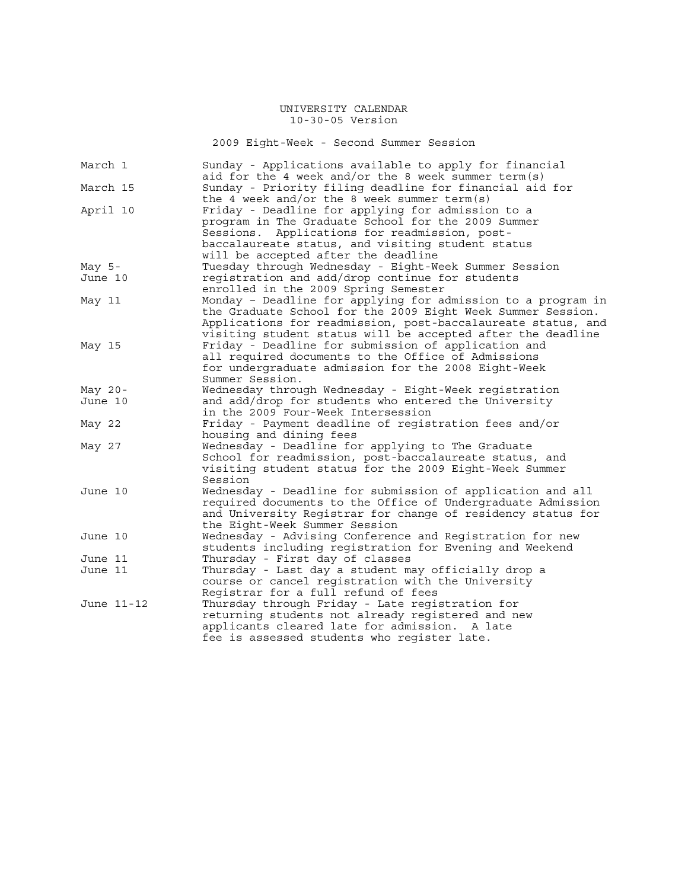# UNIVERSITY CALENDAR

10-30-05 Version

## 2009 Eight-Week - Second Summer Session

| Date | Event |
|---|---|
| March 1 | Sunday - Applications available to apply for financial aid for the 4 week and/or the 8 week summer term(s) |
| March 15 | Sunday - Priority filing deadline for financial aid for the 4 week and/or the 8 week summer term(s) |
| April 10 | Friday - Deadline for applying for admission to a program in The Graduate School for the 2009 Summer Sessions. Applications for readmission, post-baccalaureate status, and visiting student status will be accepted after the deadline |
| May 5-June 10 | Tuesday through Wednesday - Eight-Week Summer Session registration and add/drop continue for students enrolled in the 2009 Spring Semester |
| May 11 | Monday – Deadline for applying for admission to a program in the Graduate School for the 2009 Eight Week Summer Session. Applications for readmission, post-baccalaureate status, and visiting student status will be accepted after the deadline |
| May 15 | Friday - Deadline for submission of application and all required documents to the Office of Admissions for undergraduate admission for the 2008 Eight-Week Summer Session. |
| May 20-June 10 | Wednesday through Wednesday - Eight-Week registration and add/drop for students who entered the University in the 2009 Four-Week Intersession |
| May 22 | Friday - Payment deadline of registration fees and/or housing and dining fees |
| May 27 | Wednesday - Deadline for applying to The Graduate School for readmission, post-baccalaureate status, and visiting student status for the 2009 Eight-Week Summer Session |
| June 10 | Wednesday - Deadline for submission of application and all required documents to the Office of Undergraduate Admission and University Registrar for change of residency status for the Eight-Week Summer Session |
| June 10 | Wednesday - Advising Conference and Registration for new students including registration for Evening and Weekend |
| June 11 | Thursday - First day of classes |
| June 11 | Thursday - Last day a student may officially drop a course or cancel registration with the University Registrar for a full refund of fees |
| June 11-12 | Thursday through Friday - Late registration for returning students not already registered and new applicants cleared late for admission. A late fee is assessed students who register late. |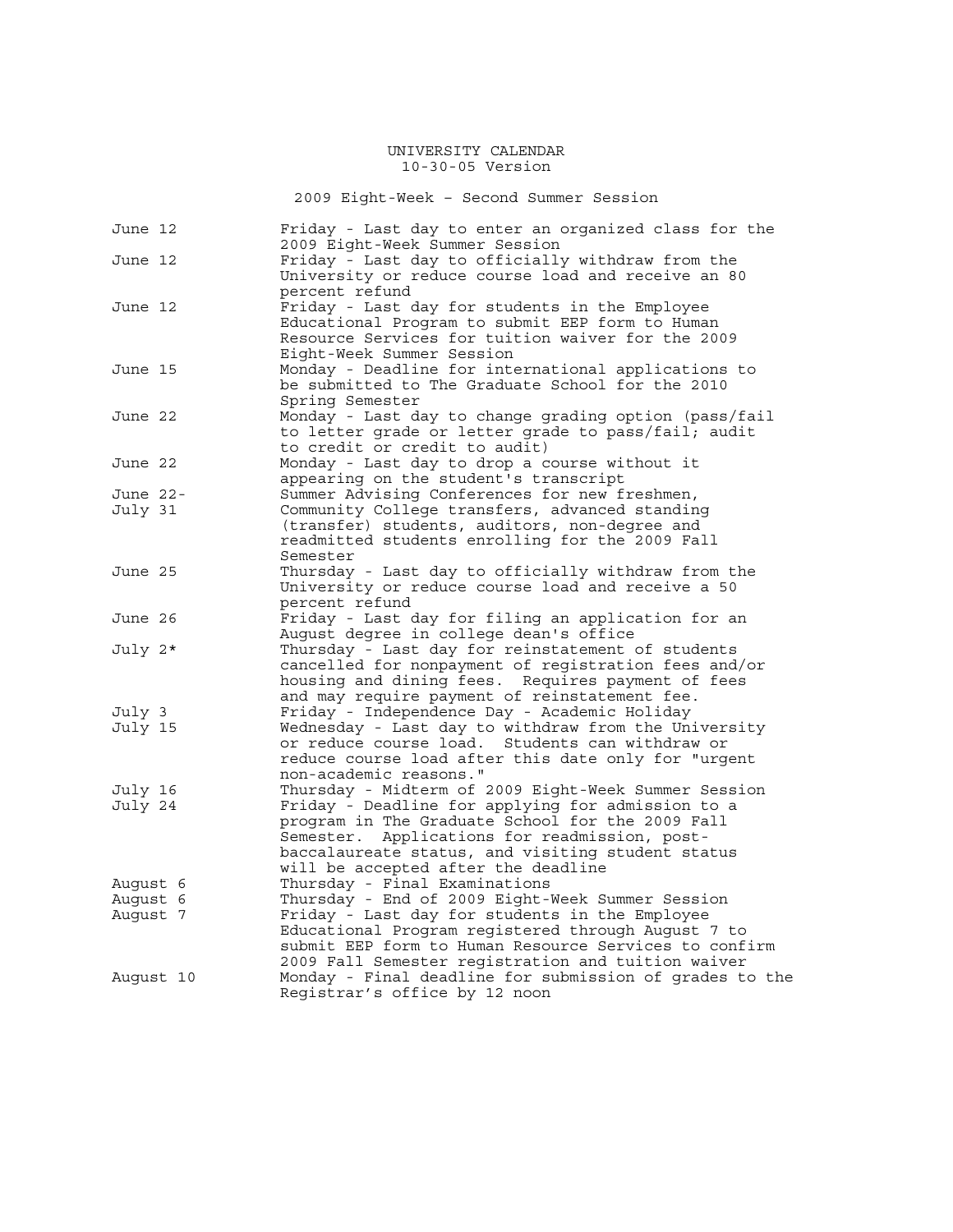UNIVERSITY CALENDAR
10-30-05 Version

## 2009 Eight-Week – Second Summer Session

| Date | Event |
|---|---|
| June 12 | Friday - Last day to enter an organized class for the 2009 Eight-Week Summer Session |
| June 12 | Friday - Last day to officially withdraw from the University or reduce course load and receive an 80 percent refund |
| June 12 | Friday - Last day for students in the Employee Educational Program to submit EEP form to Human Resource Services for tuition waiver for the 2009 Eight-Week Summer Session |
| June 15 | Monday - Deadline for international applications to be submitted to The Graduate School for the 2010 Spring Semester |
| June 22 | Monday - Last day to change grading option (pass/fail to letter grade or letter grade to pass/fail; audit to credit or credit to audit) |
| June 22 | Monday - Last day to drop a course without it appearing on the student's transcript |
| June 22-July 31 | Summer Advising Conferences for new freshmen, Community College transfers, advanced standing (transfer) students, auditors, non-degree and readmitted students enrolling for the 2009 Fall Semester |
| June 25 | Thursday - Last day to officially withdraw from the University or reduce course load and receive a 50 percent refund |
| June 26 | Friday - Last day for filing an application for an August degree in college dean's office |
| July 2* | Thursday - Last day for reinstatement of students cancelled for nonpayment of registration fees and/or housing and dining fees. Requires payment of fees and may require payment of reinstatement fee. |
| July 3 | Friday - Independence Day - Academic Holiday |
| July 15 | Wednesday - Last day to withdraw from the University or reduce course load. Students can withdraw or reduce course load after this date only for "urgent non-academic reasons." |
| July 16 | Thursday - Midterm of 2009 Eight-Week Summer Session |
| July 24 | Friday - Deadline for applying for admission to a program in The Graduate School for the 2009 Fall Semester. Applications for readmission, post-baccalaureate status, and visiting student status will be accepted after the deadline |
| August 6 | Thursday - Final Examinations |
| August 6 | Thursday - End of 2009 Eight-Week Summer Session |
| August 7 | Friday - Last day for students in the Employee Educational Program registered through August 7 to submit EEP form to Human Resource Services to confirm 2009 Fall Semester registration and tuition waiver |
| August 10 | Monday - Final deadline for submission of grades to the Registrar's office by 12 noon |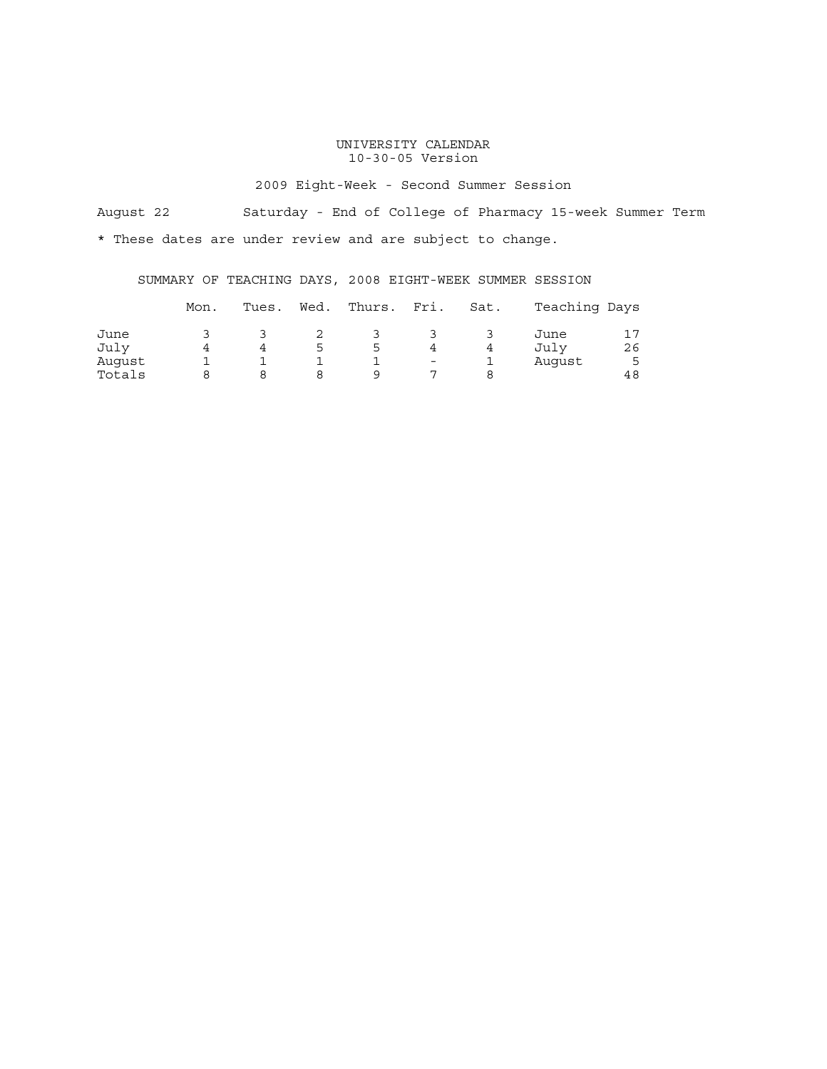UNIVERSITY CALENDAR
10-30-05 Version

2009 Eight-Week - Second Summer Session

August 22 Saturday - End of College of Pharmacy 15-week Summer Term

* These dates are under review and are subject to change.

SUMMARY OF TEACHING DAYS, 2008 EIGHT-WEEK SUMMER SESSION

| | Mon. | Tues. | Wed. | Thurs. | Fri. | Sat. | Teaching Days | |
|---|---|---|---|---|---|---|---|---|
| June | 3 | 3 | 2 | 3 | 3 | 3 | June | 17 |
| July | 4 | 4 | 5 | 5 | 4 | 4 | July | 26 |
| August | 1 | 1 | 1 | 1 | - | 1 | August | 5 |
| Totals | 8 | 8 | 8 | 9 | 7 | 8 | | 48 |